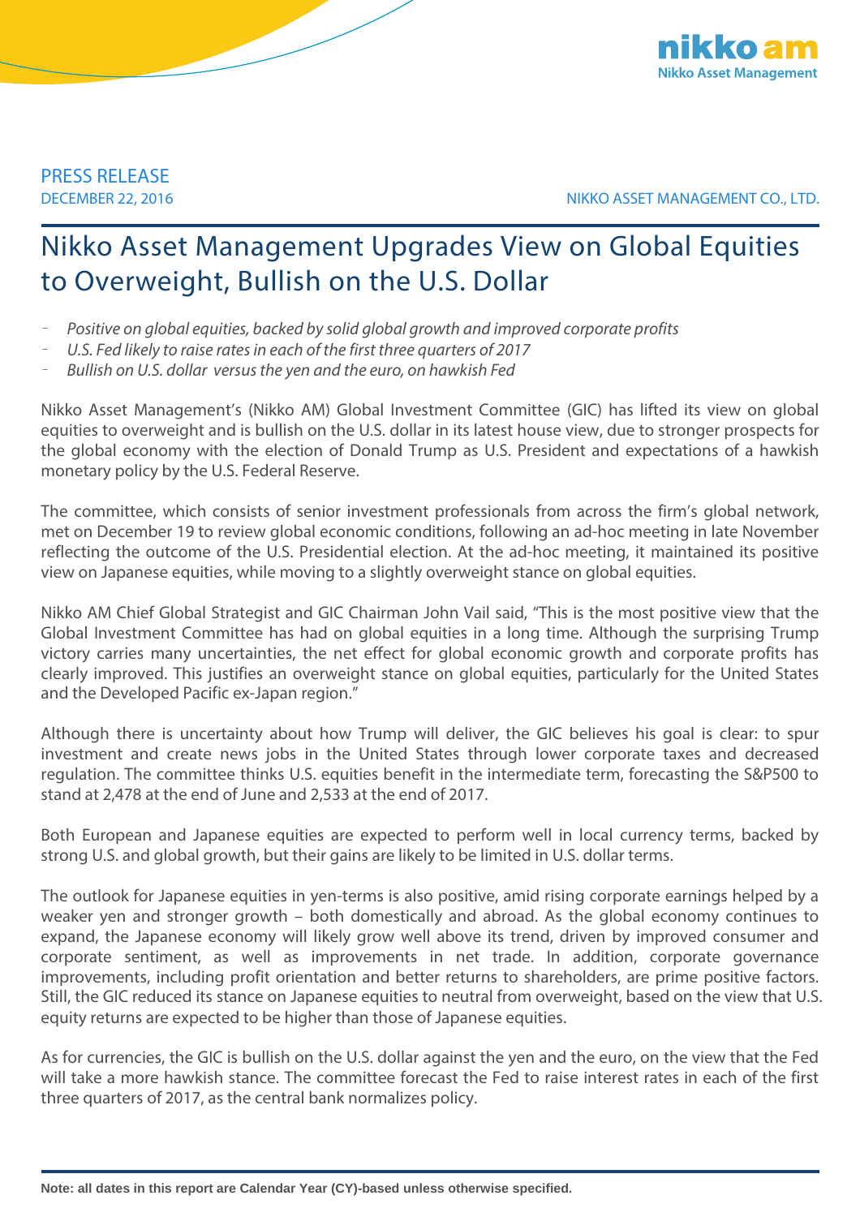PRESS RELEASE
DECEMBER 22, 2016

NIKKO ASSET MANAGEMENT CO., LTD.

# Nikko Asset Management Upgrades View on Global Equities to Overweight, Bullish on the U.S. Dollar

- *Positive on global equities, backed by solid global growth and improved corporate profits*
- *U.S. Fed likely to raise rates in each of the first three quarters of 2017*
- *Bullish on U.S. dollar versus the yen and the euro, on hawkish Fed*

Nikko Asset Management's (Nikko AM) Global Investment Committee (GIC) has lifted its view on global equities to overweight and is bullish on the U.S. dollar in its latest house view, due to stronger prospects for the global economy with the election of Donald Trump as U.S. President and expectations of a hawkish monetary policy by the U.S. Federal Reserve.

The committee, which consists of senior investment professionals from across the firm's global network, met on December 19 to review global economic conditions, following an ad-hoc meeting in late November reflecting the outcome of the U.S. Presidential election. At the ad-hoc meeting, it maintained its positive view on Japanese equities, while moving to a slightly overweight stance on global equities.

Nikko AM Chief Global Strategist and GIC Chairman John Vail said, "This is the most positive view that the Global Investment Committee has had on global equities in a long time. Although the surprising Trump victory carries many uncertainties, the net effect for global economic growth and corporate profits has clearly improved. This justifies an overweight stance on global equities, particularly for the United States and the Developed Pacific ex-Japan region."

Although there is uncertainty about how Trump will deliver, the GIC believes his goal is clear: to spur investment and create news jobs in the United States through lower corporate taxes and decreased regulation. The committee thinks U.S. equities benefit in the intermediate term, forecasting the S&P500 to stand at 2,478 at the end of June and 2,533 at the end of 2017.

Both European and Japanese equities are expected to perform well in local currency terms, backed by strong U.S. and global growth, but their gains are likely to be limited in U.S. dollar terms.

The outlook for Japanese equities in yen-terms is also positive, amid rising corporate earnings helped by a weaker yen and stronger growth – both domestically and abroad. As the global economy continues to expand, the Japanese economy will likely grow well above its trend, driven by improved consumer and corporate sentiment, as well as improvements in net trade. In addition, corporate governance improvements, including profit orientation and better returns to shareholders, are prime positive factors. Still, the GIC reduced its stance on Japanese equities to neutral from overweight, based on the view that U.S. equity returns are expected to be higher than those of Japanese equities.

As for currencies, the GIC is bullish on the U.S. dollar against the yen and the euro, on the view that the Fed will take a more hawkish stance. The committee forecast the Fed to raise interest rates in each of the first three quarters of 2017, as the central bank normalizes policy.

**Note: all dates in this report are Calendar Year (CY)-based unless otherwise specified.**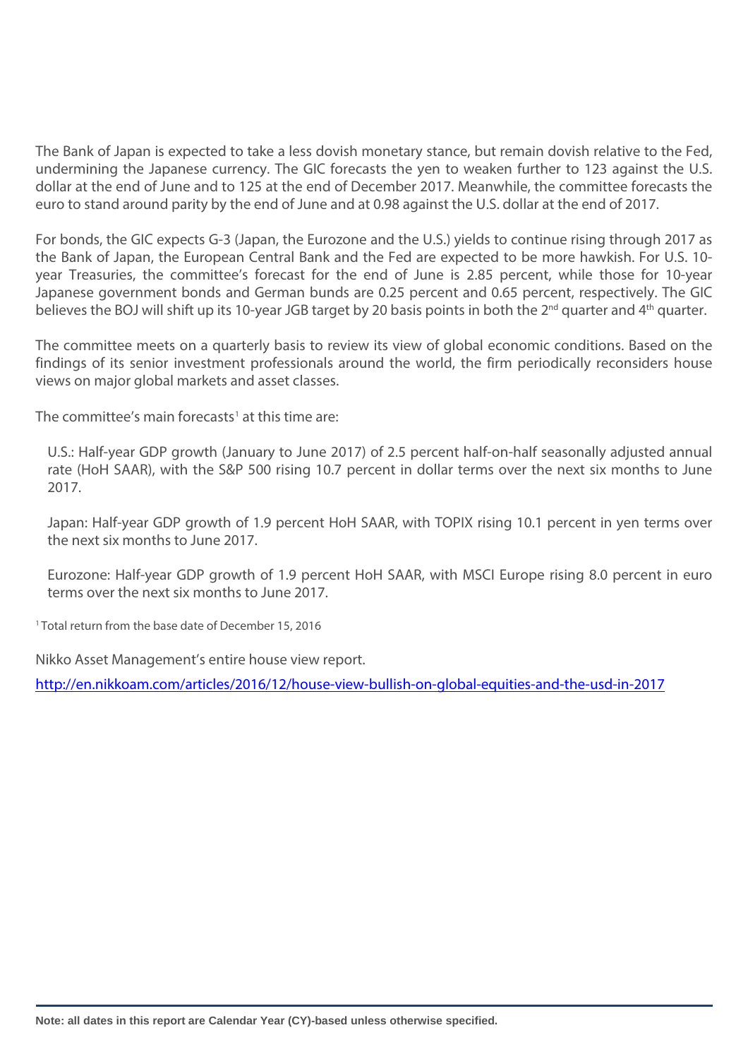The Bank of Japan is expected to take a less dovish monetary stance, but remain dovish relative to the Fed, undermining the Japanese currency. The GIC forecasts the yen to weaken further to 123 against the U.S. dollar at the end of June and to 125 at the end of December 2017. Meanwhile, the committee forecasts the euro to stand around parity by the end of June and at 0.98 against the U.S. dollar at the end of 2017.

For bonds, the GIC expects G-3 (Japan, the Eurozone and the U.S.) yields to continue rising through 2017 as the Bank of Japan, the European Central Bank and the Fed are expected to be more hawkish. For U.S. 10-year Treasuries, the committee's forecast for the end of June is 2.85 percent, while those for 10-year Japanese government bonds and German bunds are 0.25 percent and 0.65 percent, respectively. The GIC believes the BOJ will shift up its 10-year JGB target by 20 basis points in both the 2nd quarter and 4th quarter.

The committee meets on a quarterly basis to review its view of global economic conditions. Based on the findings of its senior investment professionals around the world, the firm periodically reconsiders house views on major global markets and asset classes.

The committee's main forecasts[1] at this time are:

U.S.: Half-year GDP growth (January to June 2017) of 2.5 percent half-on-half seasonally adjusted annual rate (HoH SAAR), with the S&P 500 rising 10.7 percent in dollar terms over the next six months to June 2017.

Japan: Half-year GDP growth of 1.9 percent HoH SAAR, with TOPIX rising 10.1 percent in yen terms over the next six months to June 2017.

Eurozone: Half-year GDP growth of 1.9 percent HoH SAAR, with MSCI Europe rising 8.0 percent in euro terms over the next six months to June 2017.

[1] Total return from the base date of December 15, 2016

Nikko Asset Management's entire house view report.

[http://en.nikkoam.com/articles/2016/12/house-view-bullish-on-global-equities-and-the-usd-in-2017](http://en.nikkoam.com/articles/2016/12/house-view-bullish-on-global-equities-and-the-usd-in-2017)

**Note: all dates in this report are Calendar Year (CY)-based unless otherwise specified.**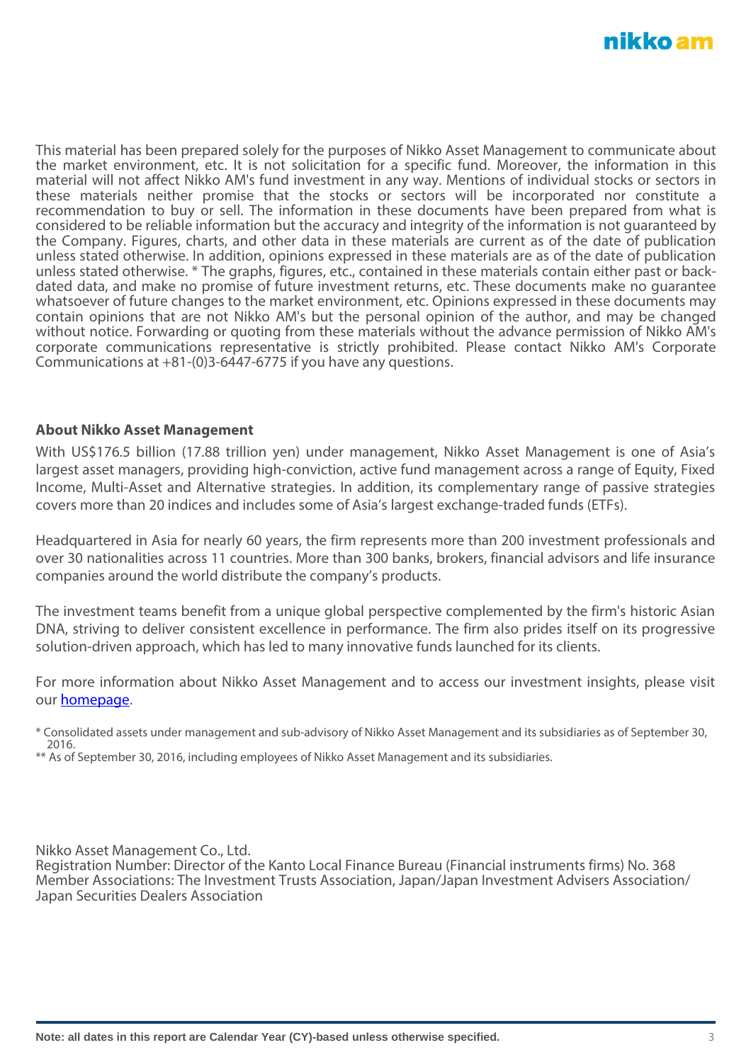This material has been prepared solely for the purposes of Nikko Asset Management to communicate about the market environment, etc. It is not solicitation for a specific fund. Moreover, the information in this material will not affect Nikko AM's fund investment in any way. Mentions of individual stocks or sectors in these materials neither promise that the stocks or sectors will be incorporated nor constitute a recommendation to buy or sell. The information in these documents have been prepared from what is considered to be reliable information but the accuracy and integrity of the information is not guaranteed by the Company. Figures, charts, and other data in these materials are current as of the date of publication unless stated otherwise. In addition, opinions expressed in these materials are as of the date of publication unless stated otherwise. * The graphs, figures, etc., contained in these materials contain either past or back-dated data, and make no promise of future investment returns, etc. These documents make no guarantee whatsoever of future changes to the market environment, etc. Opinions expressed in these documents may contain opinions that are not Nikko AM's but the personal opinion of the author, and may be changed without notice. Forwarding or quoting from these materials without the advance permission of Nikko AM's corporate communications representative is strictly prohibited. Please contact Nikko AM's Corporate Communications at +81-(0)3-6447-6775 if you have any questions.

**About Nikko Asset Management**

With US$176.5 billion (17.88 trillion yen) under management, Nikko Asset Management is one of Asia's largest asset managers, providing high-conviction, active fund management across a range of Equity, Fixed Income, Multi-Asset and Alternative strategies. In addition, its complementary range of passive strategies covers more than 20 indices and includes some of Asia's largest exchange-traded funds (ETFs).

Headquartered in Asia for nearly 60 years, the firm represents more than 200 investment professionals and over 30 nationalities across 11 countries. More than 300 banks, brokers, financial advisors and life insurance companies around the world distribute the company's products.

The investment teams benefit from a unique global perspective complemented by the firm's historic Asian DNA, striving to deliver consistent excellence in performance. The firm also prides itself on its progressive solution-driven approach, which has led to many innovative funds launched for its clients.

For more information about Nikko Asset Management and to access our investment insights, please visit our homepage.

* Consolidated assets under management and sub-advisory of Nikko Asset Management and its subsidiaries as of September 30, 2016.
** As of September 30, 2016, including employees of Nikko Asset Management and its subsidiaries.

Nikko Asset Management Co., Ltd.
Registration Number: Director of the Kanto Local Finance Bureau (Financial instruments firms) No. 368
Member Associations: The Investment Trusts Association, Japan/Japan Investment Advisers Association/ Japan Securities Dealers Association

**Note: all dates in this report are Calendar Year (CY)-based unless otherwise specified.**